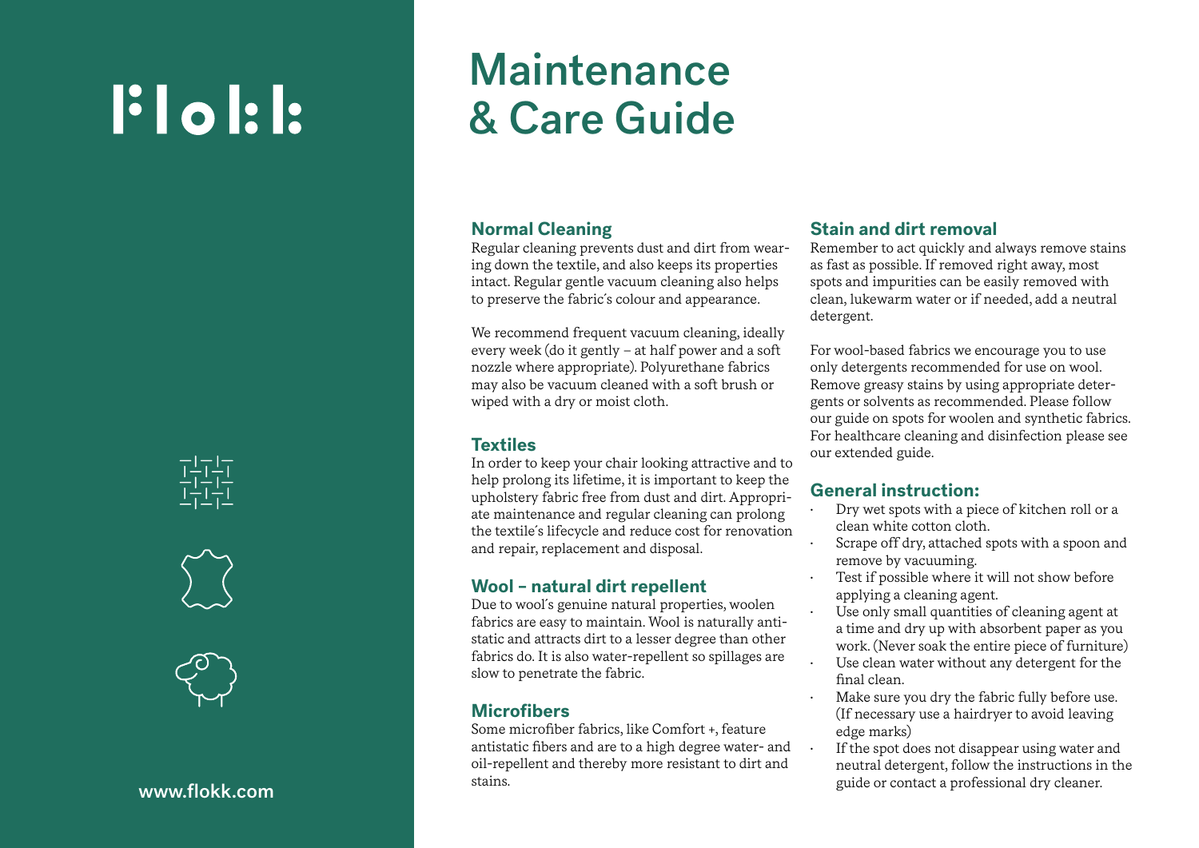# Flokk

# Maintenance & Care Guide

## Normal Cleaning

Regular cleaning prevents dust and dirt from wearing down the textile, and also keeps its properties intact. Regular gentle vacuum cleaning also helps to preserve the fabric´s colour and appearance.

We recommend frequent vacuum cleaning, ideally every week (do it gently – at half power and a soft nozzle where appropriate). Polyurethane fabrics may also be vacuum cleaned with a soft brush or wiped with a dry or moist cloth.

## Textiles

In order to keep your chair looking attractive and to help prolong its lifetime, it is important to keep the upholstery fabric free from dust and dirt. Appropriate maintenance and regular cleaning can prolong the textile´s lifecycle and reduce cost for renovation and repair, replacement and disposal.

## Wool – natural dirt repellent

Due to wool´s genuine natural properties, woolen fabrics are easy to maintain. Wool is naturally antistatic and attracts dirt to a lesser degree than other fabrics do. It is also water-repellent so spillages are slow to penetrate the fabric.

## Microfibers

Some microfiber fabrics, like Comfort +, feature antistatic fibers and are to a high degree water- and oil-repellent and thereby more resistant to dirt and stains.

## Stain and dirt removal

Remember to act quickly and always remove stains as fast as possible. If removed right away, most spots and impurities can be easily removed with clean, lukewarm water or if needed, add a neutral detergent.

For wool-based fabrics we encourage you to use only detergents recommended for use on wool. Remove greasy stains by using appropriate detergents or solvents as recommended. Please follow our guide on spots for woolen and synthetic fabrics. For healthcare cleaning and disinfection please see our extended guide.

## General instruction:

- Dry wet spots with a piece of kitchen roll or a clean white cotton cloth.
- Scrape off dry, attached spots with a spoon and remove by vacuuming.
- Test if possible where it will not show before applying a cleaning agent.
- Use only small quantities of cleaning agent at a time and dry up with absorbent paper as you work. (Never soak the entire piece of furniture)
- Use clean water without any detergent for the final clean.
- Make sure you dry the fabric fully before use. (If necessary use a hairdryer to avoid leaving edge marks)
- If the spot does not disappear using water and neutral detergent, follow the instructions in the guide or contact a professional dry cleaner.

www.flokk.com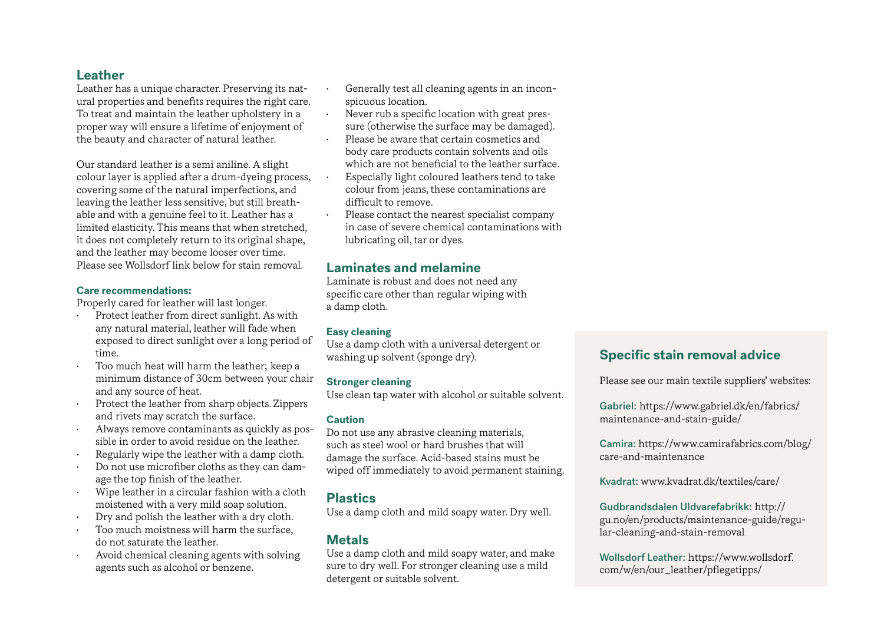## Leather

Leather has a unique character. Preserving its natural properties and benefits requires the right care. To treat and maintain the leather upholstery in a proper way will ensure a lifetime of enjoyment of the beauty and character of natural leather.

Our standard leather is a semi aniline. A slight colour layer is applied after a drum-dyeing process, covering some of the natural imperfections, and leaving the leather less sensitive, but still breathable and with a genuine feel to it. Leather has a limited elasticity. This means that when stretched, it does not completely return to its original shape, and the leather may become looser over time. Please see Wollsdorf link below for stain removal.

#### Care recommendations:

Properly cared for leather will last longer.

- Protect leather from direct sunlight. As with any natural material, leather will fade when exposed to direct sunlight over a long period of time.
- Too much heat will harm the leather; keep a minimum distance of 30cm between your chair and any source of heat.
- Protect the leather from sharp objects. Zippers and rivets may scratch the surface.
- Always remove contaminants as quickly as possible in order to avoid residue on the leather.
- Regularly wipe the leather with a damp cloth.
- Do not use microfiber cloths as they can damage the top finish of the leather.
- Wipe leather in a circular fashion with a cloth moistened with a very mild soap solution.
- Dry and polish the leather with a dry cloth.
- Too much moistness will harm the surface, do not saturate the leather.
- Avoid chemical cleaning agents with solving agents such as alcohol or benzene.
- Generally test all cleaning agents in an inconspicuous location.
- Never rub a specific location with great pressure (otherwise the surface may be damaged).
- Please be aware that certain cosmetics and body care products contain solvents and oils which are not beneficial to the leather surface.
- Especially light coloured leathers tend to take colour from jeans, these contaminations are difficult to remove.
- Please contact the nearest specialist company in case of severe chemical contaminations with lubricating oil, tar or dyes.

## Laminates and melamine

Laminate is robust and does not need any specific care other than regular wiping with a damp cloth.

#### Easy cleaning

Use a damp cloth with a universal detergent or washing up solvent (sponge dry).

#### Stronger cleaning

Use clean tap water with alcohol or suitable solvent.

#### Caution

Do not use any abrasive cleaning materials, such as steel wool or hard brushes that will damage the surface. Acid-based stains must be wiped off immediately to avoid permanent staining.

## Plastics

Use a damp cloth and mild soapy water. Dry well.

## Metals

Use a damp cloth and mild soapy water, and make sure to dry well. For stronger cleaning use a mild detergent or suitable solvent.

## Specific stain removal advice

Please see our main textile suppliers' websites:

**Gabriel:** https://www.gabriel.dk/en/fabrics/maintenance-and-stain-guide/

**Camira:** https://www.camirafabrics.com/blog/care-and-maintenance

**Kvadrat:** www.kvadrat.dk/textiles/care/

**Gudbrandsdalen Uldvarefabrikk:** http://gu.no/en/products/maintenance-guide/regular-cleaning-and-stain-removal

**Wollsdorf Leather:** https://www.wollsdorf.com/w/en/our_leather/pflegetipps/